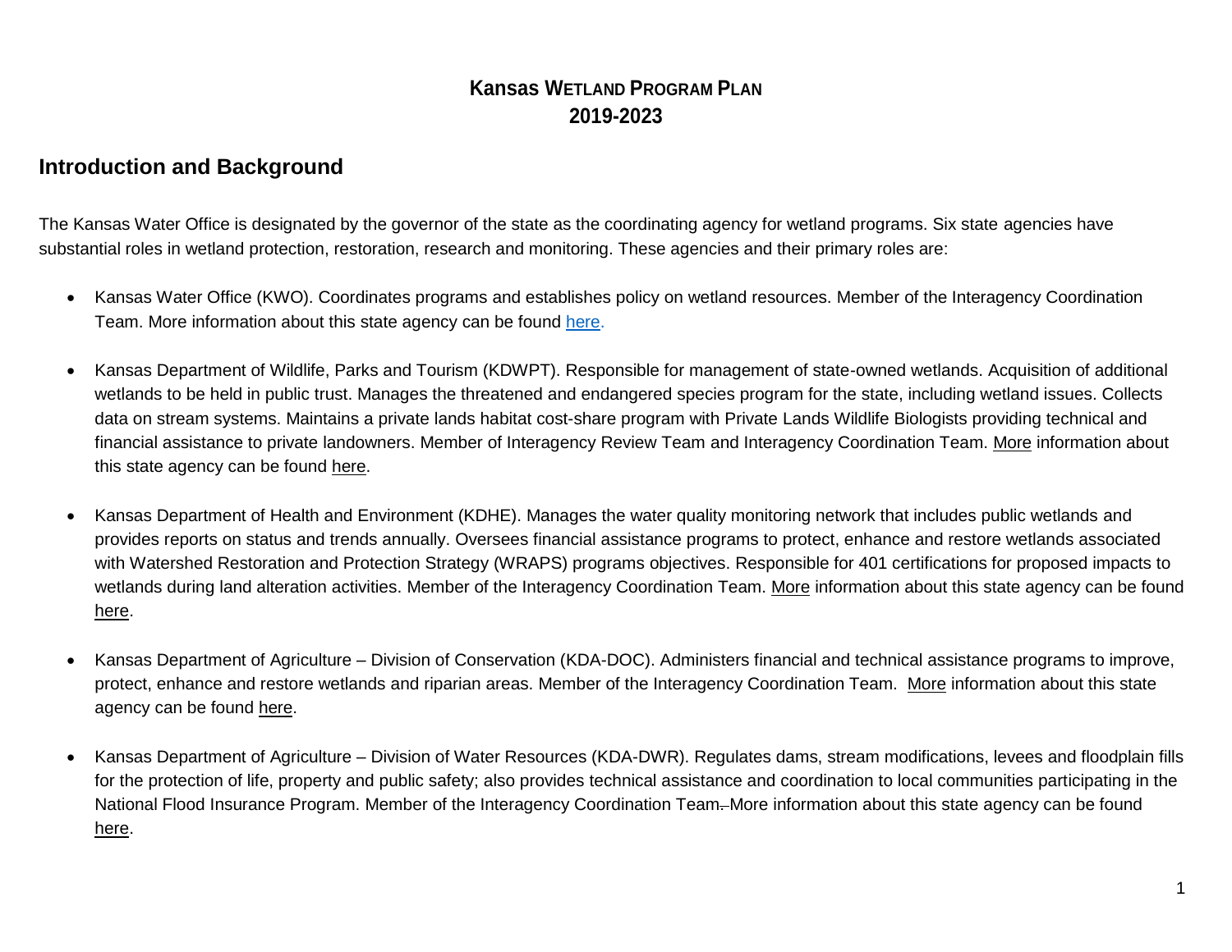# Kansas WETLAND PROGRAM PLAN
# 2019-2023

## Introduction and Background

The Kansas Water Office is designated by the governor of the state as the coordinating agency for wetland programs. Six state agencies have substantial roles in wetland protection, restoration, research and monitoring. These agencies and their primary roles are:

- Kansas Water Office (KWO). Coordinates programs and establishes policy on wetland resources. Member of the Interagency Coordination Team. More information about this state agency can be found here.

- Kansas Department of Wildlife, Parks and Tourism (KDWPT). Responsible for management of state-owned wetlands. Acquisition of additional wetlands to be held in public trust. Manages the threatened and endangered species program for the state, including wetland issues. Collects data on stream systems. Maintains a private lands habitat cost-share program with Private Lands Wildlife Biologists providing technical and financial assistance to private landowners. Member of Interagency Review Team and Interagency Coordination Team. More information about this state agency can be found here.

- Kansas Department of Health and Environment (KDHE). Manages the water quality monitoring network that includes public wetlands and provides reports on status and trends annually. Oversees financial assistance programs to protect, enhance and restore wetlands associated with Watershed Restoration and Protection Strategy (WRAPS) programs objectives. Responsible for 401 certifications for proposed impacts to wetlands during land alteration activities. Member of the Interagency Coordination Team. More information about this state agency can be found here.

- Kansas Department of Agriculture – Division of Conservation (KDA-DOC). Administers financial and technical assistance programs to improve, protect, enhance and restore wetlands and riparian areas. Member of the Interagency Coordination Team. More information about this state agency can be found here.

- Kansas Department of Agriculture – Division of Water Resources (KDA-DWR). Regulates dams, stream modifications, levees and floodplain fills for the protection of life, property and public safety; also provides technical assistance and coordination to local communities participating in the National Flood Insurance Program. Member of the Interagency Coordination Team. More information about this state agency can be found here.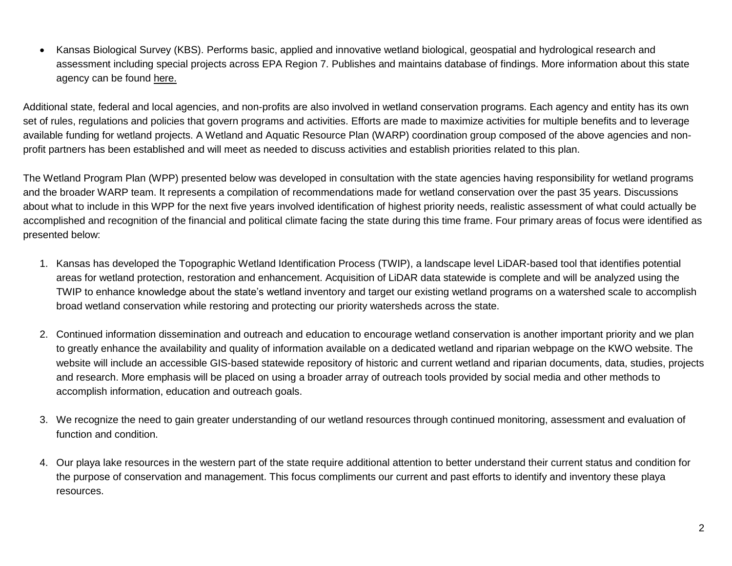- Kansas Biological Survey (KBS). Performs basic, applied and innovative wetland biological, geospatial and hydrological research and assessment including special projects across EPA Region 7. Publishes and maintains database of findings. More information about this state agency can be found here.

Additional state, federal and local agencies, and non-profits are also involved in wetland conservation programs. Each agency and entity has its own set of rules, regulations and policies that govern programs and activities. Efforts are made to maximize activities for multiple benefits and to leverage available funding for wetland projects. A Wetland and Aquatic Resource Plan (WARP) coordination group composed of the above agencies and non-profit partners has been established and will meet as needed to discuss activities and establish priorities related to this plan.

The Wetland Program Plan (WPP) presented below was developed in consultation with the state agencies having responsibility for wetland programs and the broader WARP team. It represents a compilation of recommendations made for wetland conservation over the past 35 years. Discussions about what to include in this WPP for the next five years involved identification of highest priority needs, realistic assessment of what could actually be accomplished and recognition of the financial and political climate facing the state during this time frame. Four primary areas of focus were identified as presented below:

1. Kansas has developed the Topographic Wetland Identification Process (TWIP), a landscape level LiDAR-based tool that identifies potential areas for wetland protection, restoration and enhancement. Acquisition of LiDAR data statewide is complete and will be analyzed using the TWIP to enhance knowledge about the state's wetland inventory and target our existing wetland programs on a watershed scale to accomplish broad wetland conservation while restoring and protecting our priority watersheds across the state.

2. Continued information dissemination and outreach and education to encourage wetland conservation is another important priority and we plan to greatly enhance the availability and quality of information available on a dedicated wetland and riparian webpage on the KWO website. The website will include an accessible GIS-based statewide repository of historic and current wetland and riparian documents, data, studies, projects and research. More emphasis will be placed on using a broader array of outreach tools provided by social media and other methods to accomplish information, education and outreach goals.

3. We recognize the need to gain greater understanding of our wetland resources through continued monitoring, assessment and evaluation of function and condition.

4. Our playa lake resources in the western part of the state require additional attention to better understand their current status and condition for the purpose of conservation and management. This focus compliments our current and past efforts to identify and inventory these playa resources.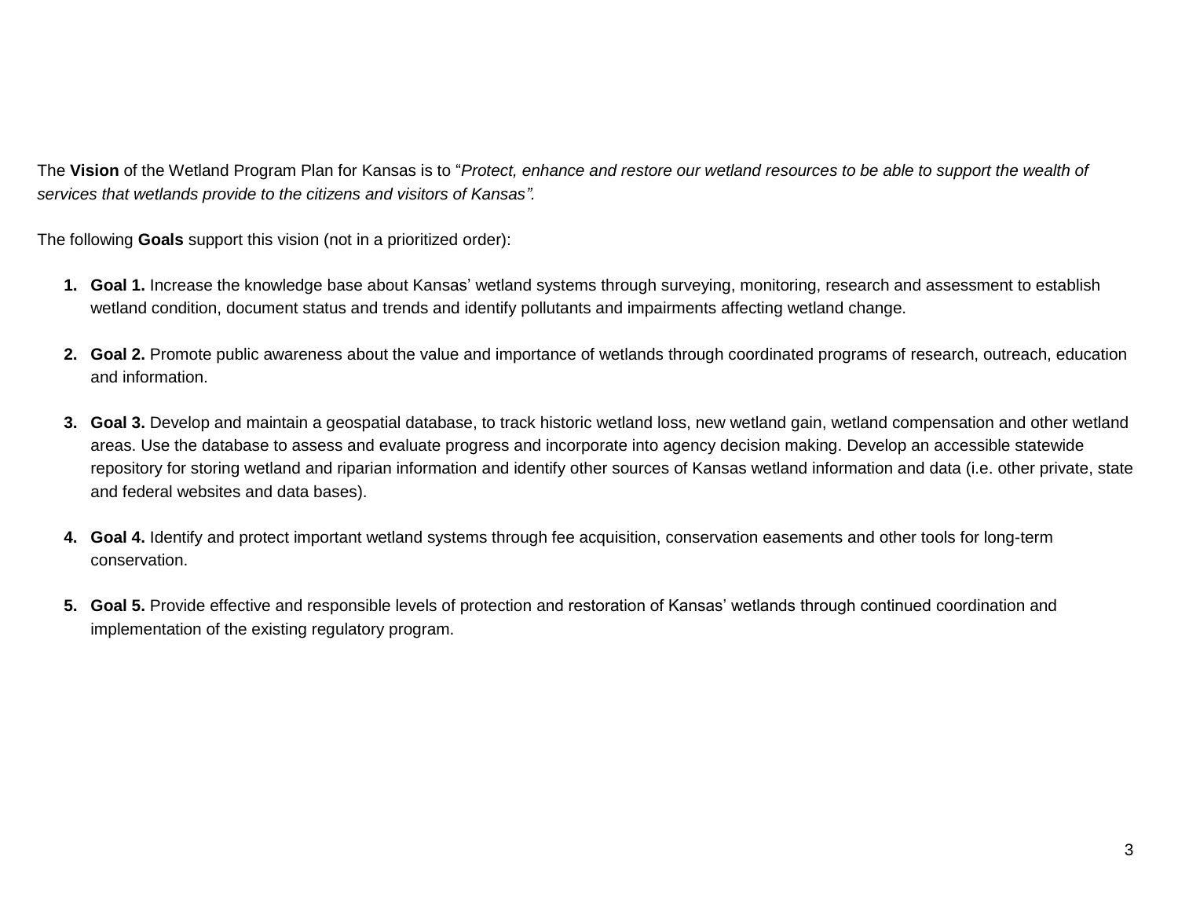The **Vision** of the Wetland Program Plan for Kansas is to "*Protect, enhance and restore our wetland resources to be able to support the wealth of services that wetlands provide to the citizens and visitors of Kansas".*

The following **Goals** support this vision (not in a prioritized order):

1. **Goal 1.** Increase the knowledge base about Kansas' wetland systems through surveying, monitoring, research and assessment to establish wetland condition, document status and trends and identify pollutants and impairments affecting wetland change.

2. **Goal 2.** Promote public awareness about the value and importance of wetlands through coordinated programs of research, outreach, education and information.

3. **Goal 3.** Develop and maintain a geospatial database, to track historic wetland loss, new wetland gain, wetland compensation and other wetland areas. Use the database to assess and evaluate progress and incorporate into agency decision making. Develop an accessible statewide repository for storing wetland and riparian information and identify other sources of Kansas wetland information and data (i.e. other private, state and federal websites and data bases).

4. **Goal 4.** Identify and protect important wetland systems through fee acquisition, conservation easements and other tools for long-term conservation.

5. **Goal 5.** Provide effective and responsible levels of protection and restoration of Kansas' wetlands through continued coordination and implementation of the existing regulatory program.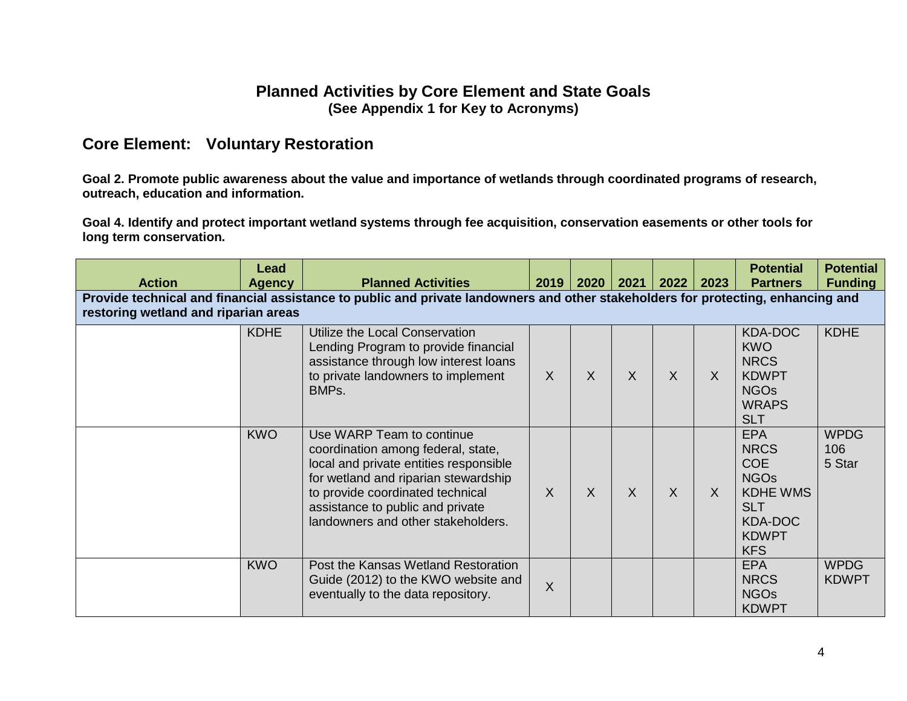# Planned Activities by Core Element and State Goals

**(See Appendix 1 for Key to Acronyms)**

## Core Element: Voluntary Restoration

**Goal 2. Promote public awareness about the value and importance of wetlands through coordinated programs of research, outreach, education and information.**

**Goal 4. Identify and protect important wetland systems through fee acquisition, conservation easements or other tools for long term conservation.**

| Action | Lead Agency | Planned Activities | 2019 | 2020 | 2021 | 2022 | 2023 | Potential Partners | Potential Funding |
|---|---|---|---|---|---|---|---|---|---|
| **Provide technical and financial assistance to public and private landowners and other stakeholders for protecting, enhancing and restoring wetland and riparian areas** | | | | | | | | | |
| | KDHE | Utilize the Local Conservation Lending Program to provide financial assistance through low interest loans to private landowners to implement BMPs. | X | X | X | X | X | KDA-DOC<br>KWO<br>NRCS<br>KDWPT<br>NGOs<br>WRAPS<br>SLT | KDHE |
| | KWO | Use WARP Team to continue coordination among federal, state, local and private entities responsible for wetland and riparian stewardship to provide coordinated technical assistance to public and private landowners and other stakeholders. | X | X | X | X | X | EPA<br>NRCS<br>COE<br>NGOs<br>KDHE WMS<br>SLT<br>KDA-DOC<br>KDWPT<br>KFS | WPDG<br>106<br>5 Star |
| | KWO | Post the Kansas Wetland Restoration Guide (2012) to the KWO website and eventually to the data repository. | X | | | | | EPA<br>NRCS<br>NGOs<br>KDWPT | WPDG<br>KDWPT |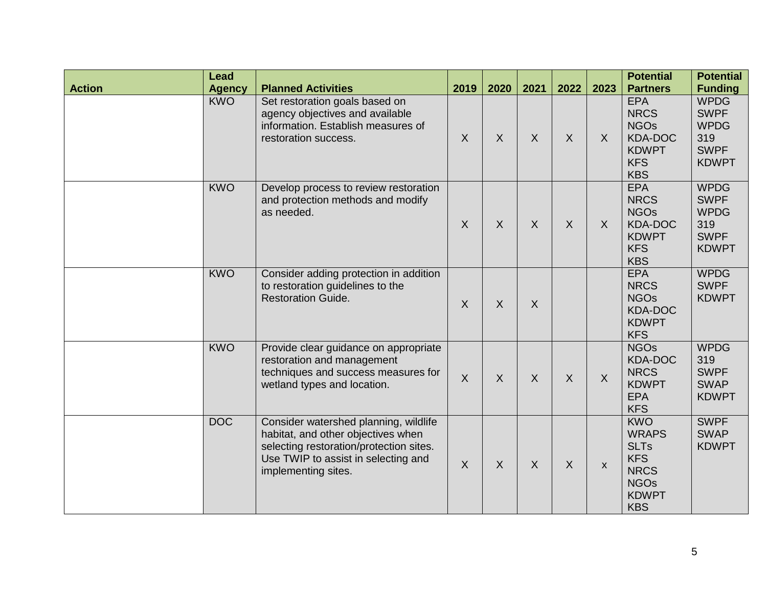| Action | Lead Agency | Planned Activities | 2019 | 2020 | 2021 | 2022 | 2023 | Potential Partners | Potential Funding |
|---|---|---|---|---|---|---|---|---|---|
| | KWO | Set restoration goals based on agency objectives and available information. Establish measures of restoration success. | X | X | X | X | X | EPA<br>NRCS<br>NGOs<br>KDA-DOC<br>KDWPT<br>KFS<br>KBS | WPDG<br>SWPF<br>WPDG<br>319<br>SWPF<br>KDWPT |
| | KWO | Develop process to review restoration and protection methods and modify as needed. | X | X | X | X | X | EPA<br>NRCS<br>NGOs<br>KDA-DOC<br>KDWPT<br>KFS<br>KBS | WPDG<br>SWPF<br>WPDG<br>319<br>SWPF<br>KDWPT |
| | KWO | Consider adding protection in addition to restoration guidelines to the Restoration Guide. | X | X | X | | | EPA<br>NRCS<br>NGOs<br>KDA-DOC<br>KDWPT<br>KFS | WPDG<br>SWPF<br>KDWPT |
| | KWO | Provide clear guidance on appropriate restoration and management techniques and success measures for wetland types and location. | X | X | X | X | X | NGOs<br>KDA-DOC<br>NRCS<br>KDWPT<br>EPA<br>KFS | WPDG<br>319<br>SWPF<br>SWAP<br>KDWPT |
| | DOC | Consider watershed planning, wildlife habitat, and other objectives when selecting restoration/protection sites. Use TWIP to assist in selecting and implementing sites. | X | X | X | X | x | KWO<br>WRAPS<br>SLTs<br>KFS<br>NRCS<br>NGOs<br>KDWPT<br>KBS | SWPF<br>SWAP<br>KDWPT |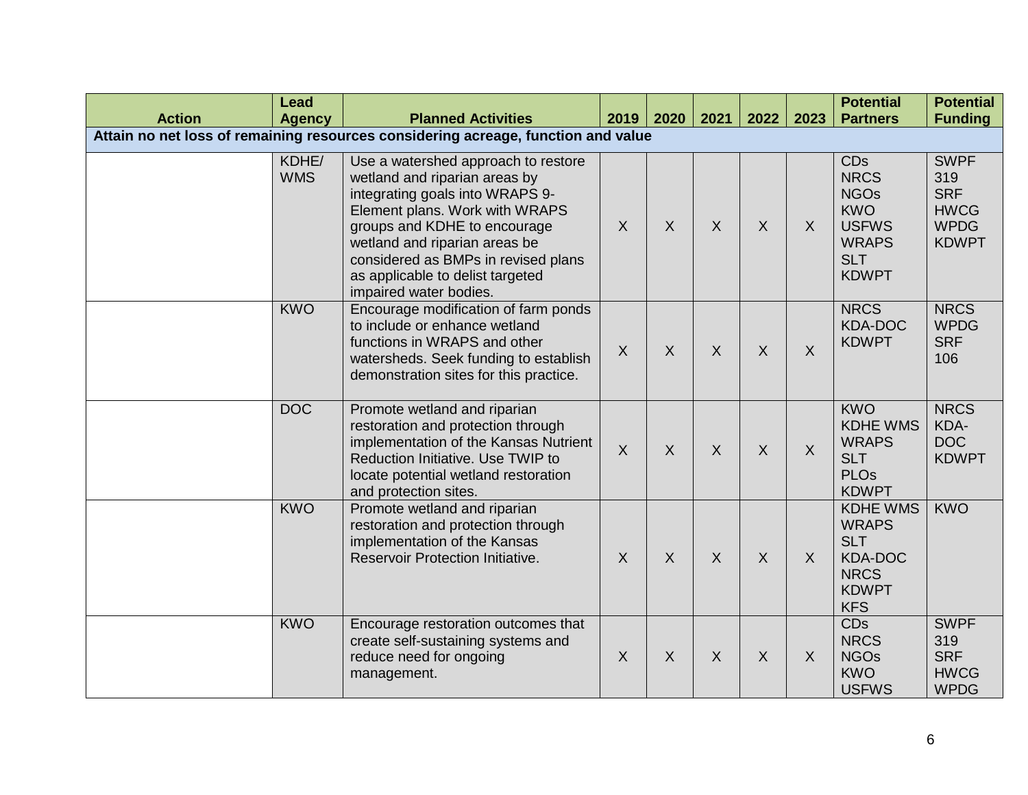| Action | Lead Agency | Planned Activities | 2019 | 2020 | 2021 | 2022 | 2023 | Potential Partners | Potential Funding |
|---|---|---|---|---|---|---|---|---|---|
| **Attain no net loss of remaining resources considering acreage, function and value** | | | | | | | | | |
| | KDHE/ WMS | Use a watershed approach to restore wetland and riparian areas by integrating goals into WRAPS 9-Element plans. Work with WRAPS groups and KDHE to encourage wetland and riparian areas be considered as BMPs in revised plans as applicable to delist targeted impaired water bodies. | X | X | X | X | X | CDs<br>NRCS<br>NGOs<br>KWO<br>USFWS<br>WRAPS<br>SLT<br>KDWPT | SWPF<br>319<br>SRF<br>HWCG<br>WPDG<br>KDWPT |
| | KWO | Encourage modification of farm ponds to include or enhance wetland functions in WRAPS and other watersheds. Seek funding to establish demonstration sites for this practice. | X | X | X | X | X | NRCS<br>KDA-DOC<br>KDWPT | NRCS<br>WPDG<br>SRF<br>106 |
| | DOC | Promote wetland and riparian restoration and protection through implementation of the Kansas Nutrient Reduction Initiative. Use TWIP to locate potential wetland restoration and protection sites. | X | X | X | X | X | KWO<br>KDHE WMS<br>WRAPS<br>SLT<br>PLOs<br>KDWPT | NRCS<br>KDA-DOC<br>KDWPT |
| | KWO | Promote wetland and riparian restoration and protection through implementation of the Kansas Reservoir Protection Initiative. | X | X | X | X | X | KDHE WMS<br>WRAPS<br>SLT<br>KDA-DOC<br>NRCS<br>KDWPT<br>KFS | KWO |
| | KWO | Encourage restoration outcomes that create self-sustaining systems and reduce need for ongoing management. | X | X | X | X | X | CDs<br>NRCS<br>NGOs<br>KWO<br>USFWS | SWPF<br>319<br>SRF<br>HWCG<br>WPDG |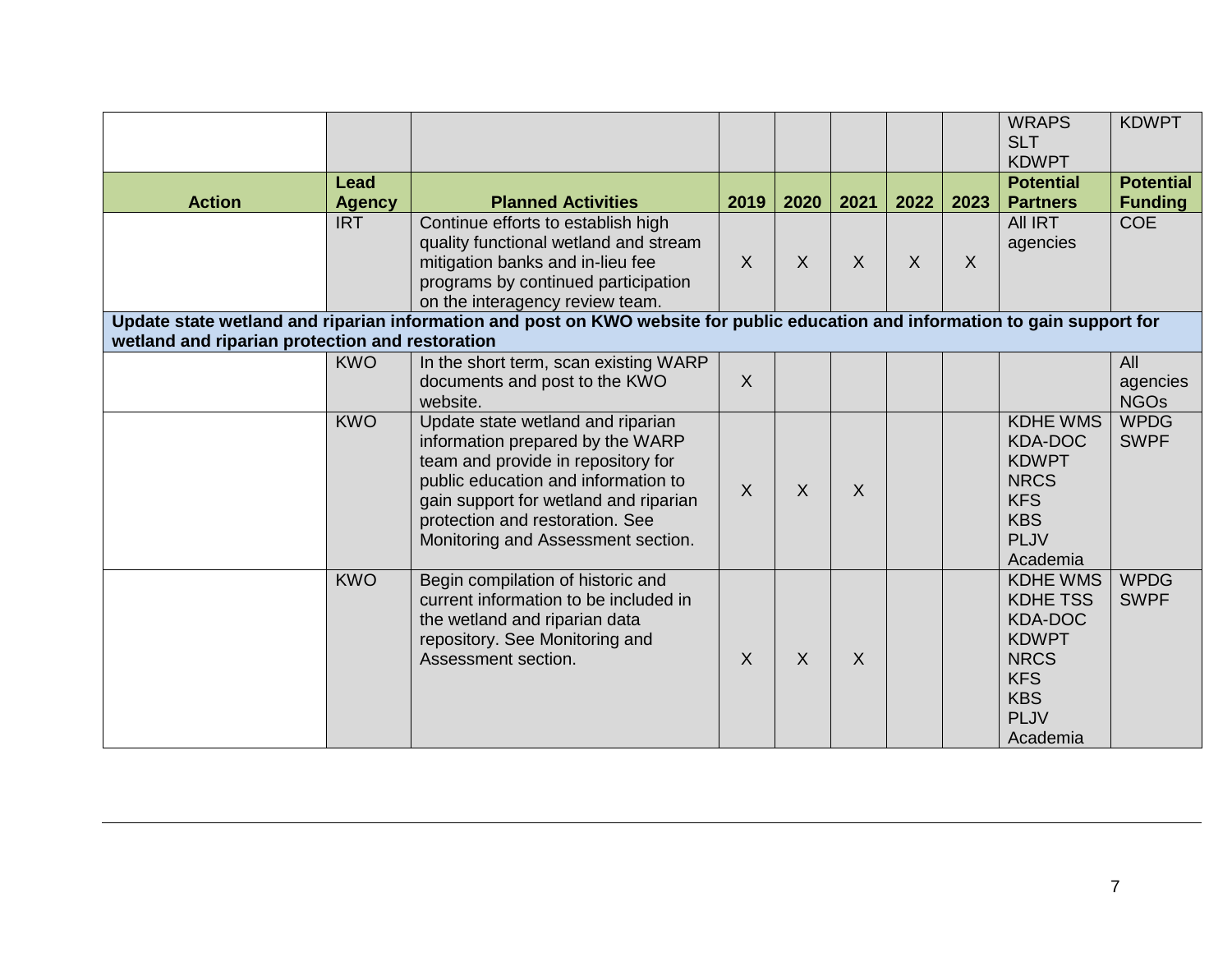| | | | | | | | | | |
|---|---|---|---|---|---|---|---|---|---|
| | | | | | | | | WRAPS<br>SLT<br>KDWPT | KDWPT |
| **Action** | **Lead Agency** | **Planned Activities** | **2019** | **2020** | **2021** | **2022** | **2023** | **Potential Partners** | **Potential Funding** |
| | IRT | Continue efforts to establish high quality functional wetland and stream mitigation banks and in-lieu fee programs by continued participation on the interagency review team. | X | X | X | X | X | All IRT agencies | COE |
| **Update state wetland and riparian information and post on KWO website for public education and information to gain support for wetland and riparian protection and restoration** | | | | | | | | | |
| | KWO | In the short term, scan existing WARP documents and post to the KWO website. | X | | | | | | All agencies<br>NGOs |
| | KWO | Update state wetland and riparian information prepared by the WARP team and provide in repository for public education and information to gain support for wetland and riparian protection and restoration. See Monitoring and Assessment section. | X | X | X | | | KDHE WMS<br>KDA-DOC<br>KDWPT<br>NRCS<br>KFS<br>KBS<br>PLJV<br>Academia | WPDG<br>SWPF |
| | KWO | Begin compilation of historic and current information to be included in the wetland and riparian data repository. See Monitoring and Assessment section. | X | X | X | | | KDHE WMS<br>KDHE TSS<br>KDA-DOC<br>KDWPT<br>NRCS<br>KFS<br>KBS<br>PLJV<br>Academia | WPDG<br>SWPF |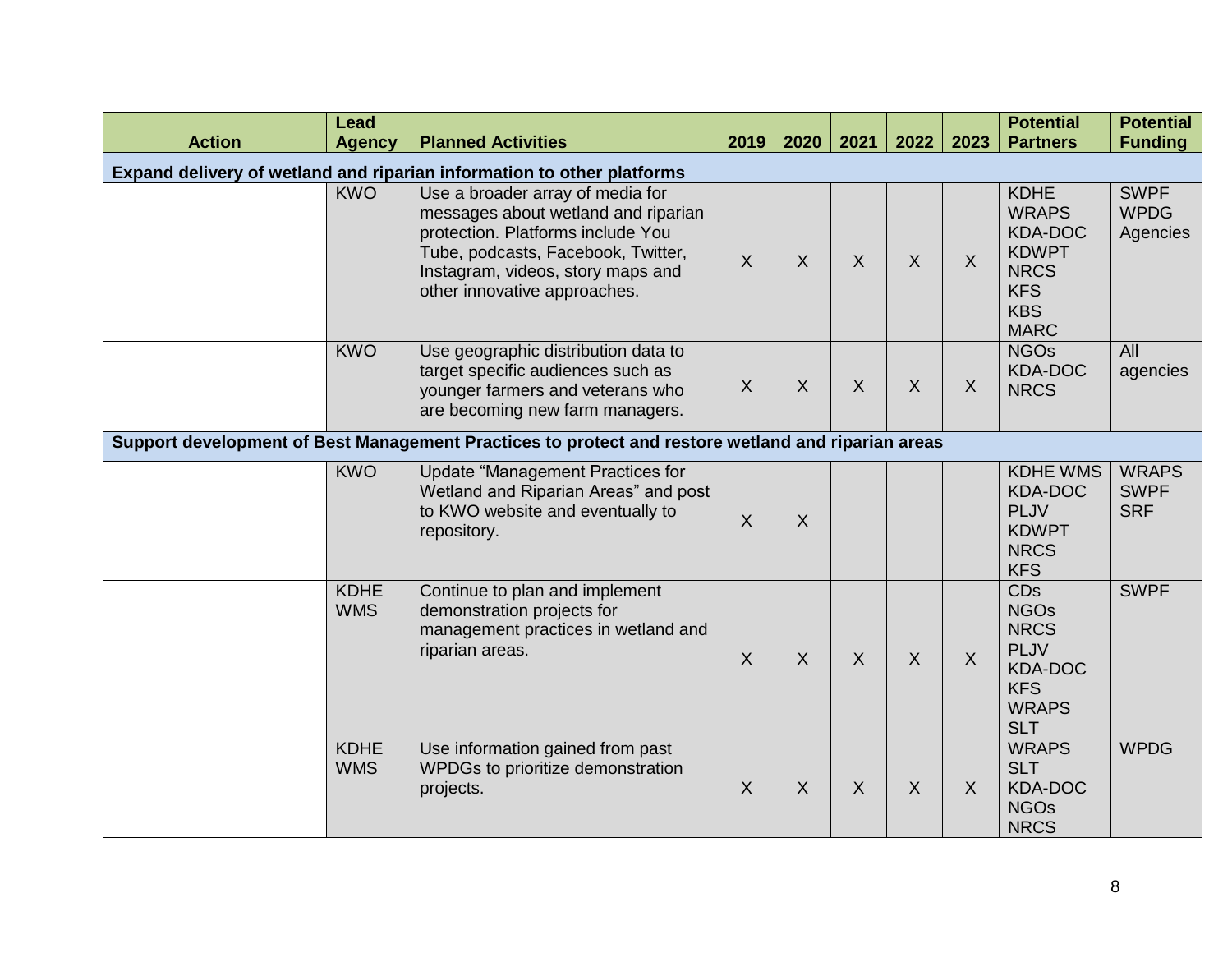| Action | Lead Agency | Planned Activities | 2019 | 2020 | 2021 | 2022 | 2023 | Potential Partners | Potential Funding |
|---|---|---|---|---|---|---|---|---|---|
| **Expand delivery of wetland and riparian information to other platforms** | | | | | | | | | |
| | KWO | Use a broader array of media for messages about wetland and riparian protection. Platforms include You Tube, podcasts, Facebook, Twitter, Instagram, videos, story maps and other innovative approaches. | X | X | X | X | X | KDHE<br>WRAPS<br>KDA-DOC<br>KDWPT<br>NRCS<br>KFS<br>KBS<br>MARC | SWPF<br>WPDG<br>Agencies |
| | KWO | Use geographic distribution data to target specific audiences such as younger farmers and veterans who are becoming new farm managers. | X | X | X | X | X | NGOs<br>KDA-DOC<br>NRCS | All agencies |
| **Support development of Best Management Practices to protect and restore wetland and riparian areas** | | | | | | | | | |
| | KWO | Update "Management Practices for Wetland and Riparian Areas" and post to KWO website and eventually to repository. | X | X | | | | KDHE WMS<br>KDA-DOC<br>PLJV<br>KDWPT<br>NRCS<br>KFS | WRAPS<br>SWPF<br>SRF |
| | KDHE WMS | Continue to plan and implement demonstration projects for management practices in wetland and riparian areas. | X | X | X | X | X | CDs<br>NGOs<br>NRCS<br>PLJV<br>KDA-DOC<br>KFS<br>WRAPS<br>SLT | SWPF |
| | KDHE WMS | Use information gained from past WPDGs to prioritize demonstration projects. | X | X | X | X | X | WRAPS<br>SLT<br>KDA-DOC<br>NGOs<br>NRCS | WPDG |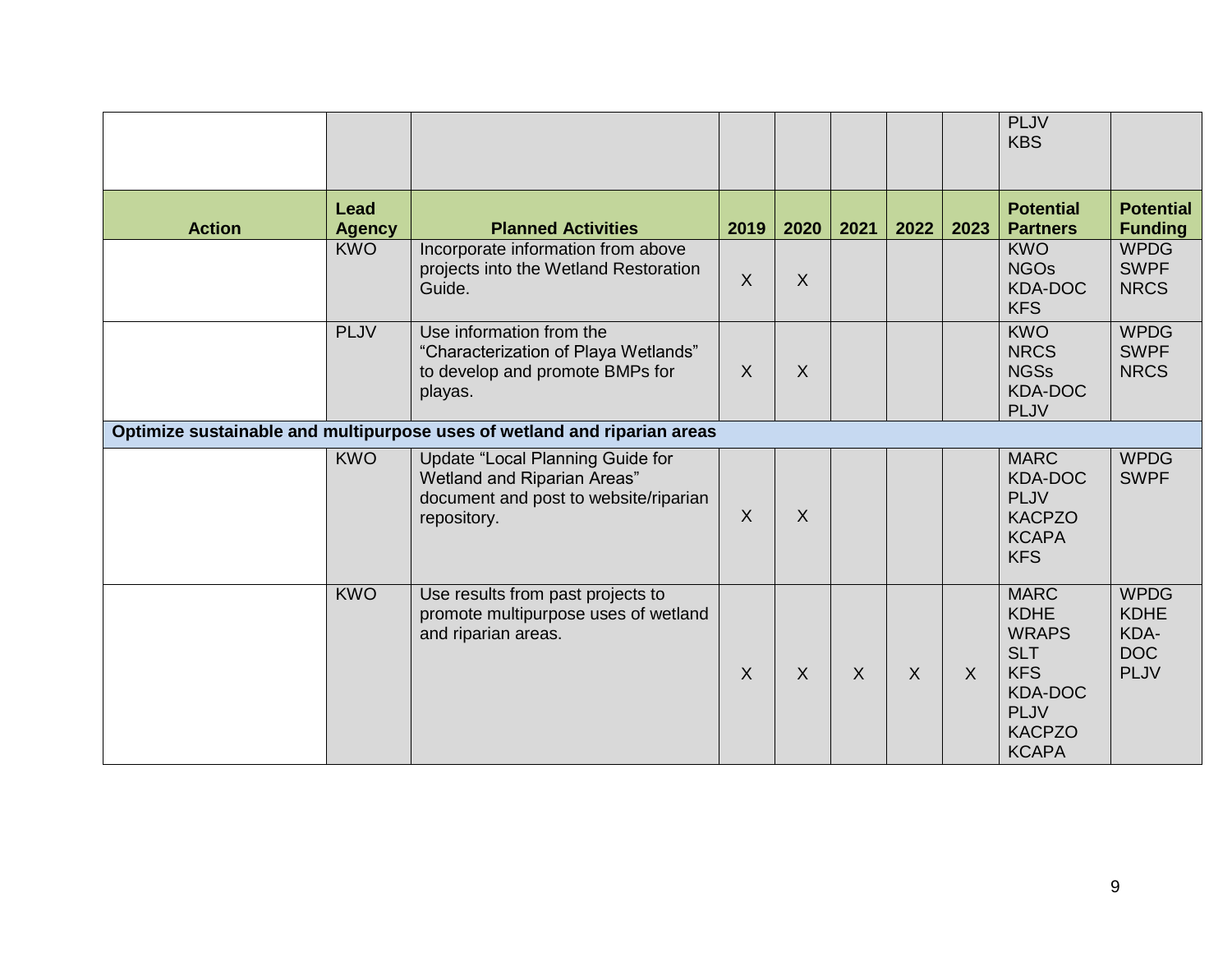| | | | | | | | | | |
|---|---|---|---|---|---|---|---|---|---|
| | | | | | | | | PLJV<br>KBS | |
| **Action** | **Lead Agency** | **Planned Activities** | **2019** | **2020** | **2021** | **2022** | **2023** | **Potential Partners** | **Potential Funding** |
| | KWO | Incorporate information from above projects into the Wetland Restoration Guide. | X | X | | | | KWO<br>NGOs<br>KDA-DOC<br>KFS | WPDG<br>SWPF<br>NRCS |
| | PLJV | Use information from the “Characterization of Playa Wetlands” to develop and promote BMPs for playas. | X | X | | | | KWO<br>NRCS<br>NGSs<br>KDA-DOC<br>PLJV | WPDG<br>SWPF<br>NRCS |
| **Optimize sustainable and multipurpose uses of wetland and riparian areas** | | | | | | | | | |
| | KWO | Update “Local Planning Guide for Wetland and Riparian Areas” document and post to website/riparian repository. | X | X | | | | MARC<br>KDA-DOC<br>PLJV<br>KACPZO<br>KCAPA<br>KFS | WPDG<br>SWPF |
| | KWO | Use results from past projects to promote multipurpose uses of wetland and riparian areas. | X | X | X | X | X | MARC<br>KDHE<br>WRAPS<br>SLT<br>KFS<br>KDA-DOC<br>PLJV<br>KACPZO<br>KCAPA | WPDG<br>KDHE<br>KDA-DOC<br>PLJV |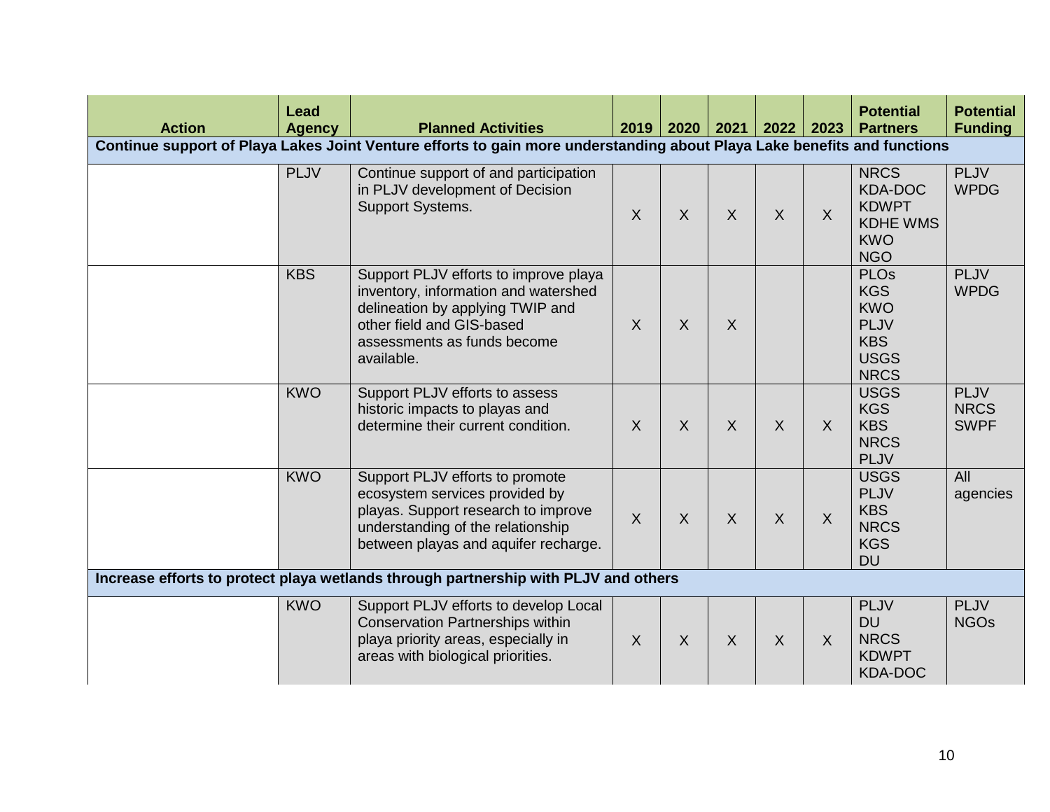| Action | Lead Agency | Planned Activities | 2019 | 2020 | 2021 | 2022 | 2023 | Potential Partners | Potential Funding |
|---|---|---|---|---|---|---|---|---|---|
| **Continue support of Playa Lakes Joint Venture efforts to gain more understanding about Playa Lake benefits and functions** | | | | | | | | | |
| | PLJV | Continue support of and participation in PLJV development of Decision Support Systems. | X | X | X | X | X | NRCS KDA-DOC KDWPT KDHE WMS KWO NGO | PLJV WPDG |
| | KBS | Support PLJV efforts to improve playa inventory, information and watershed delineation by applying TWIP and other field and GIS-based assessments as funds become available. | X | X | X | | | PLOs KGS KWO PLJV KBS USGS NRCS | PLJV WPDG |
| | KWO | Support PLJV efforts to assess historic impacts to playas and determine their current condition. | X | X | X | X | X | USGS KGS KBS NRCS PLJV | PLJV NRCS SWPF |
| | KWO | Support PLJV efforts to promote ecosystem services provided by playas. Support research to improve understanding of the relationship between playas and aquifer recharge. | X | X | X | X | X | USGS PLJV KBS NRCS KGS DU | All agencies |
| **Increase efforts to protect playa wetlands through partnership with PLJV and others** | | | | | | | | | |
| | KWO | Support PLJV efforts to develop Local Conservation Partnerships within playa priority areas, especially in areas with biological priorities. | X | X | X | X | X | PLJV DU NRCS KDWPT KDA-DOC | PLJV NGOs |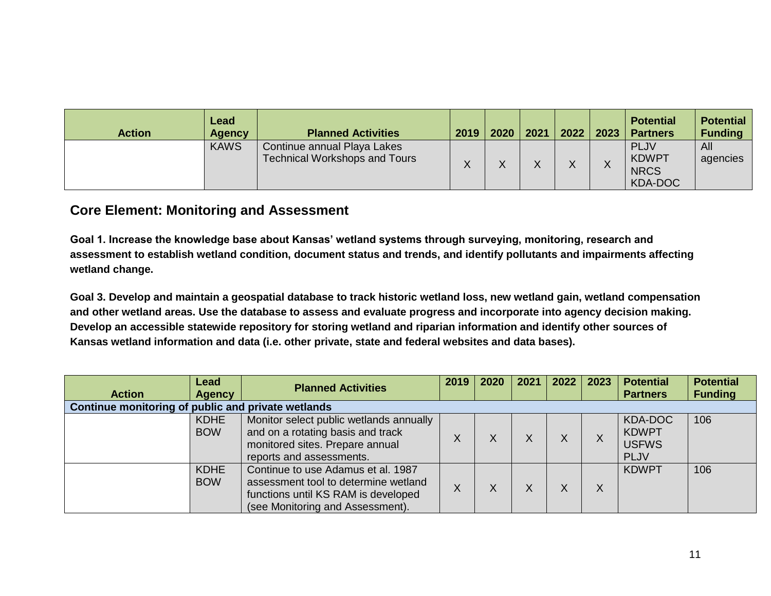| Action | Lead Agency | Planned Activities | 2019 | 2020 | 2021 | 2022 | 2023 | Potential Partners | Potential Funding |
|---|---|---|---|---|---|---|---|---|---|
| | KAWS | Continue annual Playa Lakes Technical Workshops and Tours | X | X | X | X | X | PLJV<br>KDWPT<br>NRCS<br>KDA-DOC | All agencies |

## Core Element: Monitoring and Assessment

**Goal 1. Increase the knowledge base about Kansas' wetland systems through surveying, monitoring, research and assessment to establish wetland condition, document status and trends, and identify pollutants and impairments affecting wetland change.**

**Goal 3. Develop and maintain a geospatial database to track historic wetland loss, new wetland gain, wetland compensation and other wetland areas. Use the database to assess and evaluate progress and incorporate into agency decision making. Develop an accessible statewide repository for storing wetland and riparian information and identify other sources of Kansas wetland information and data (i.e. other private, state and federal websites and data bases).**

| Action | Lead Agency | Planned Activities | 2019 | 2020 | 2021 | 2022 | 2023 | Potential Partners | Potential Funding |
|---|---|---|---|---|---|---|---|---|---|
| **Continue monitoring of public and private wetlands** | | | | | | | | | |
| | KDHE BOW | Monitor select public wetlands annually and on a rotating basis and track monitored sites. Prepare annual reports and assessments. | X | X | X | X | X | KDA-DOC<br>KDWPT<br>USFWS<br>PLJV | 106 |
| | KDHE BOW | Continue to use Adamus et al. 1987 assessment tool to determine wetland functions until KS RAM is developed (see Monitoring and Assessment). | X | X | X | X | X | KDWPT | 106 |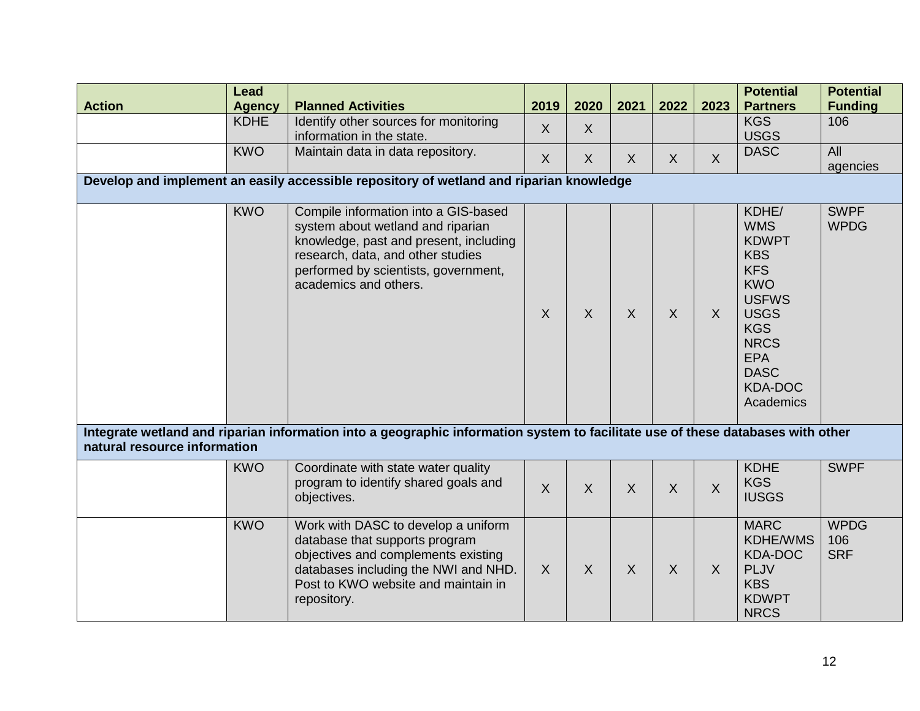| Action | Lead Agency | Planned Activities | 2019 | 2020 | 2021 | 2022 | 2023 | Potential Partners | Potential Funding |
|---|---|---|---|---|---|---|---|---|---|
| | KDHE | Identify other sources for monitoring information in the state. | X | X | | | | KGS<br>USGS | 106 |
| | KWO | Maintain data in data repository. | X | X | X | X | X | DASC | All agencies |
| **Develop and implement an easily accessible repository of wetland and riparian knowledge** | | | | | | | | | |
| | KWO | Compile information into a GIS-based system about wetland and riparian knowledge, past and present, including research, data, and other studies performed by scientists, government, academics and others. | X | X | X | X | X | KDHE/<br>WMS<br>KDWPT<br>KBS<br>KFS<br>KWO<br>USFWS<br>USGS<br>KGS<br>NRCS<br>EPA<br>DASC<br>KDA-DOC<br>Academics | SWPF<br>WPDG |
| **Integrate wetland and riparian information into a geographic information system to facilitate use of these databases with other natural resource information** | | | | | | | | | |
| | KWO | Coordinate with state water quality program to identify shared goals and objectives. | X | X | X | X | X | KDHE<br>KGS<br>IUSGS | SWPF |
| | KWO | Work with DASC to develop a uniform database that supports program objectives and complements existing databases including the NWI and NHD. Post to KWO website and maintain in repository. | X | X | X | X | X | MARC<br>KDHE/WMS<br>KDA-DOC<br>PLJV<br>KBS<br>KDWPT<br>NRCS | WPDG<br>106<br>SRF |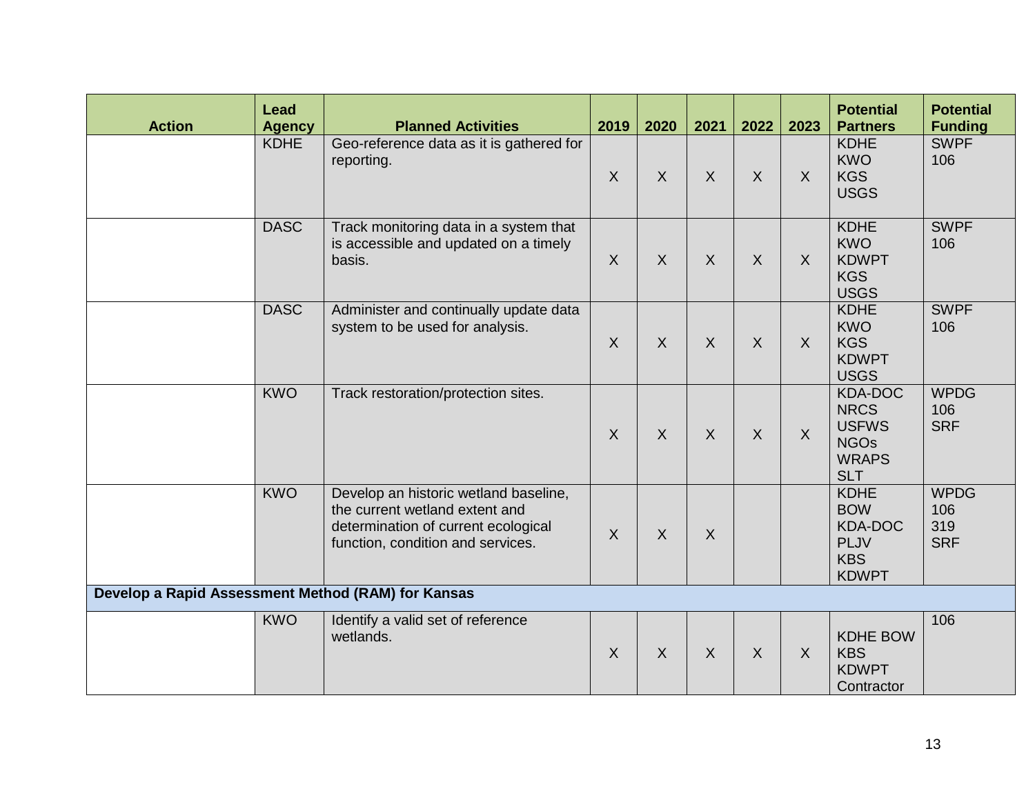| Action | Lead Agency | Planned Activities | 2019 | 2020 | 2021 | 2022 | 2023 | Potential Partners | Potential Funding |
|---|---|---|---|---|---|---|---|---|---|
| | KDHE | Geo-reference data as it is gathered for reporting. | X | X | X | X | X | KDHE KWO KGS USGS | SWPF 106 |
| | DASC | Track monitoring data in a system that is accessible and updated on a timely basis. | X | X | X | X | X | KDHE KWO KDWPT KGS USGS | SWPF 106 |
| | DASC | Administer and continually update data system to be used for analysis. | X | X | X | X | X | KDHE KWO KGS KDWPT USGS | SWPF 106 |
| | KWO | Track restoration/protection sites. | X | X | X | X | X | KDA-DOC NRCS USFWS NGOs WRAPS SLT | WPDG 106 SRF |
| | KWO | Develop an historic wetland baseline, the current wetland extent and determination of current ecological function, condition and services. | X | X | X | | | KDHE BOW KDA-DOC PLJV KBS KDWPT | WPDG 106 319 SRF |
| **Develop a Rapid Assessment Method (RAM) for Kansas** | | | | | | | | | |
| | KWO | Identify a valid set of reference wetlands. | X | X | X | X | X | KDHE BOW KBS KDWPT Contractor | 106 |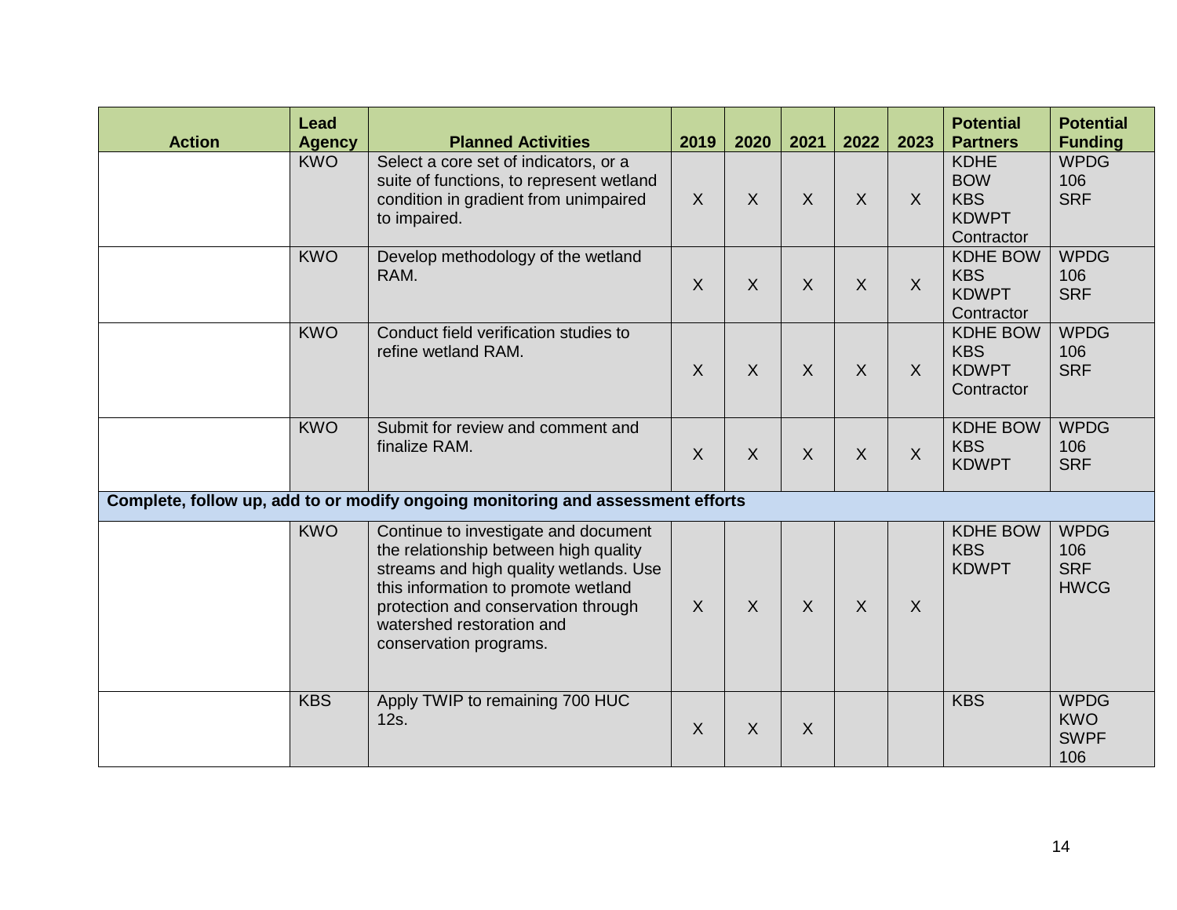| Action | Lead Agency | Planned Activities | 2019 | 2020 | 2021 | 2022 | 2023 | Potential Partners | Potential Funding |
|---|---|---|---|---|---|---|---|---|---|
| | KWO | Select a core set of indicators, or a suite of functions, to represent wetland condition in gradient from unimpaired to impaired. | X | X | X | X | X | KDHE BOW KBS KDWPT Contractor | WPDG 106 SRF |
| | KWO | Develop methodology of the wetland RAM. | X | X | X | X | X | KDHE BOW KBS KDWPT Contractor | WPDG 106 SRF |
| | KWO | Conduct field verification studies to refine wetland RAM. | X | X | X | X | X | KDHE BOW KBS KDWPT Contractor | WPDG 106 SRF |
| | KWO | Submit for review and comment and finalize RAM. | X | X | X | X | X | KDHE BOW KBS KDWPT | WPDG 106 SRF |
| **Complete, follow up, add to or modify ongoing monitoring and assessment efforts** | | | | | | | | | |
| | KWO | Continue to investigate and document the relationship between high quality streams and high quality wetlands. Use this information to promote wetland protection and conservation through watershed restoration and conservation programs. | X | X | X | X | X | KDHE BOW KBS KDWPT | WPDG 106 SRF HWCG |
| | KBS | Apply TWIP to remaining 700 HUC 12s. | X | X | X | | | KBS | WPDG KWO SWPF 106 |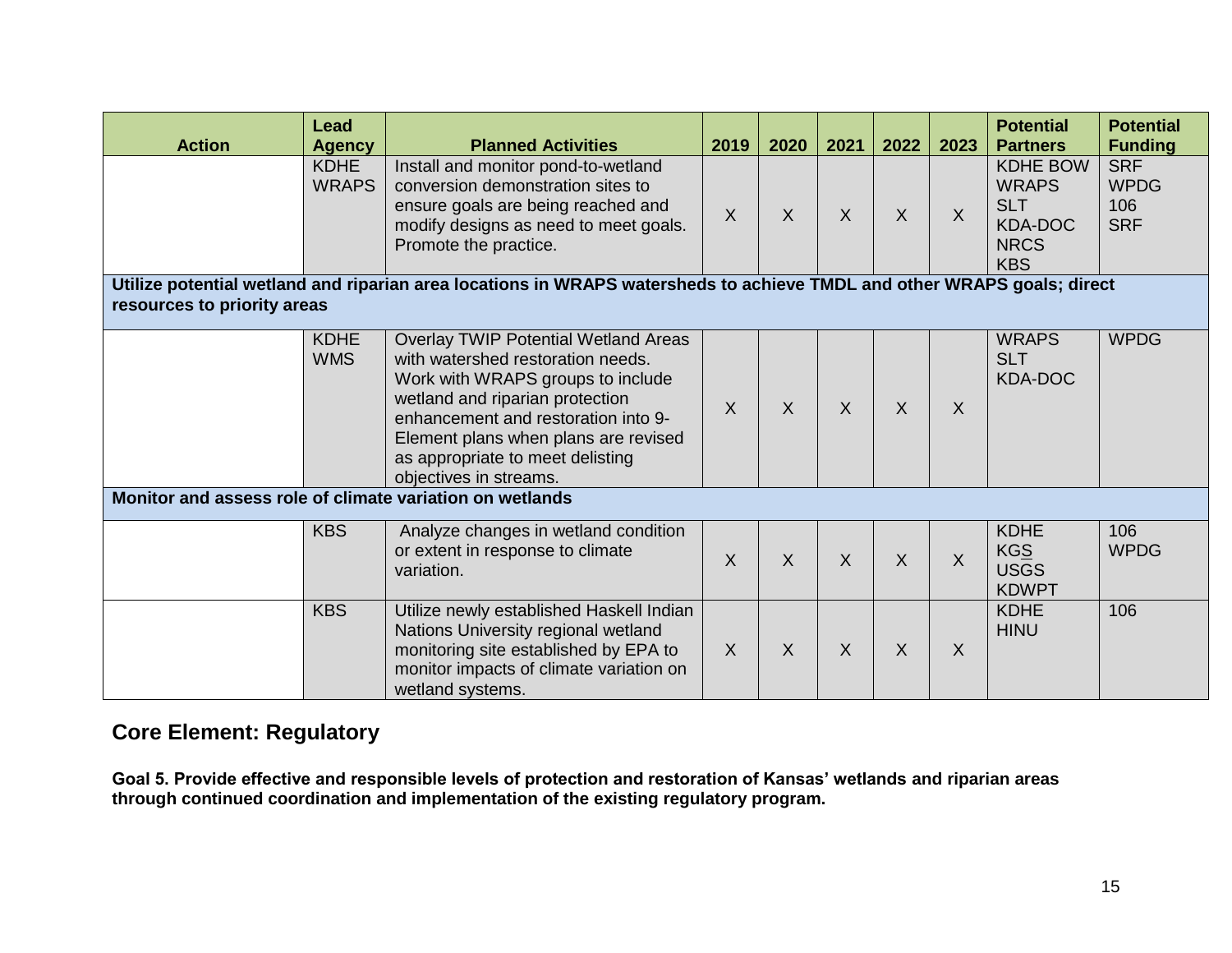| Action | Lead Agency | Planned Activities | 2019 | 2020 | 2021 | 2022 | 2023 | Potential Partners | Potential Funding |
|---|---|---|---|---|---|---|---|---|---|
| | KDHE WRAPS | Install and monitor pond-to-wetland conversion demonstration sites to ensure goals are being reached and modify designs as need to meet goals. Promote the practice. | X | X | X | X | X | KDHE BOW WRAPS SLT KDA-DOC NRCS KBS | SRF WPDG 106 SRF |
| **Utilize potential wetland and riparian area locations in WRAPS watersheds to achieve TMDL and other WRAPS goals; direct resources to priority areas** | | | | | | | | | |
| | KDHE WMS | Overlay TWIP Potential Wetland Areas with watershed restoration needs. Work with WRAPS groups to include wetland and riparian protection enhancement and restoration into 9-Element plans when plans are revised as appropriate to meet delisting objectives in streams. | X | X | X | X | X | WRAPS SLT KDA-DOC | WPDG |
| **Monitor and assess role of climate variation on wetlands** | | | | | | | | | |
| | KBS | Analyze changes in wetland condition or extent in response to climate variation. | X | X | X | X | X | KDHE KGS USGS KDWPT | 106 WPDG |
| | KBS | Utilize newly established Haskell Indian Nations University regional wetland monitoring site established by EPA to monitor impacts of climate variation on wetland systems. | X | X | X | X | X | KDHE HINU | 106 |

## Core Element: Regulatory

**Goal 5. Provide effective and responsible levels of protection and restoration of Kansas' wetlands and riparian areas through continued coordination and implementation of the existing regulatory program.**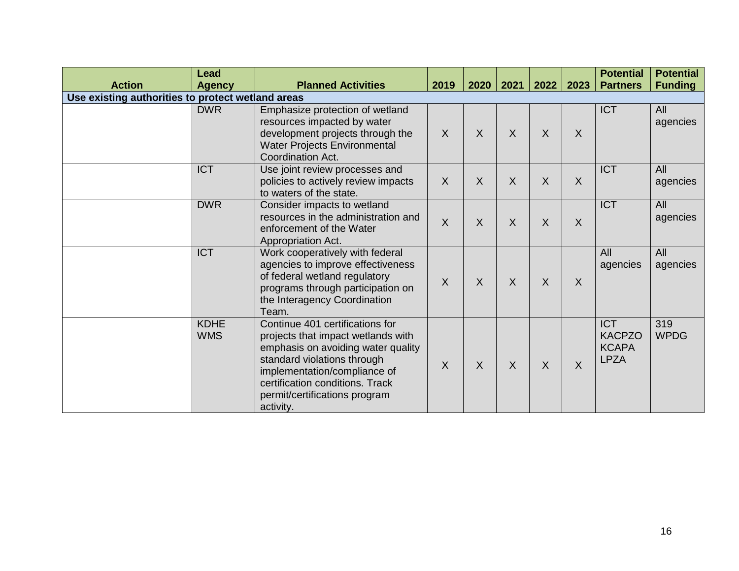| Action | Lead Agency | Planned Activities | 2019 | 2020 | 2021 | 2022 | 2023 | Potential Partners | Potential Funding |
|---|---|---|---|---|---|---|---|---|---|
| **Use existing authorities to protect wetland areas** | | | | | | | | | |
| | DWR | Emphasize protection of wetland resources impacted by water development projects through the Water Projects Environmental Coordination Act. | X | X | X | X | X | ICT | All agencies |
| | ICT | Use joint review processes and policies to actively review impacts to waters of the state. | X | X | X | X | X | ICT | All agencies |
| | DWR | Consider impacts to wetland resources in the administration and enforcement of the Water Appropriation Act. | X | X | X | X | X | ICT | All agencies |
| | ICT | Work cooperatively with federal agencies to improve effectiveness of federal wetland regulatory programs through participation on the Interagency Coordination Team. | X | X | X | X | X | All agencies | All agencies |
| | KDHE WMS | Continue 401 certifications for projects that impact wetlands with emphasis on avoiding water quality standard violations through implementation/compliance of certification conditions. Track permit/certifications program activity. | X | X | X | X | X | ICT KACPZO KCAPA LPZA | 319 WPDG |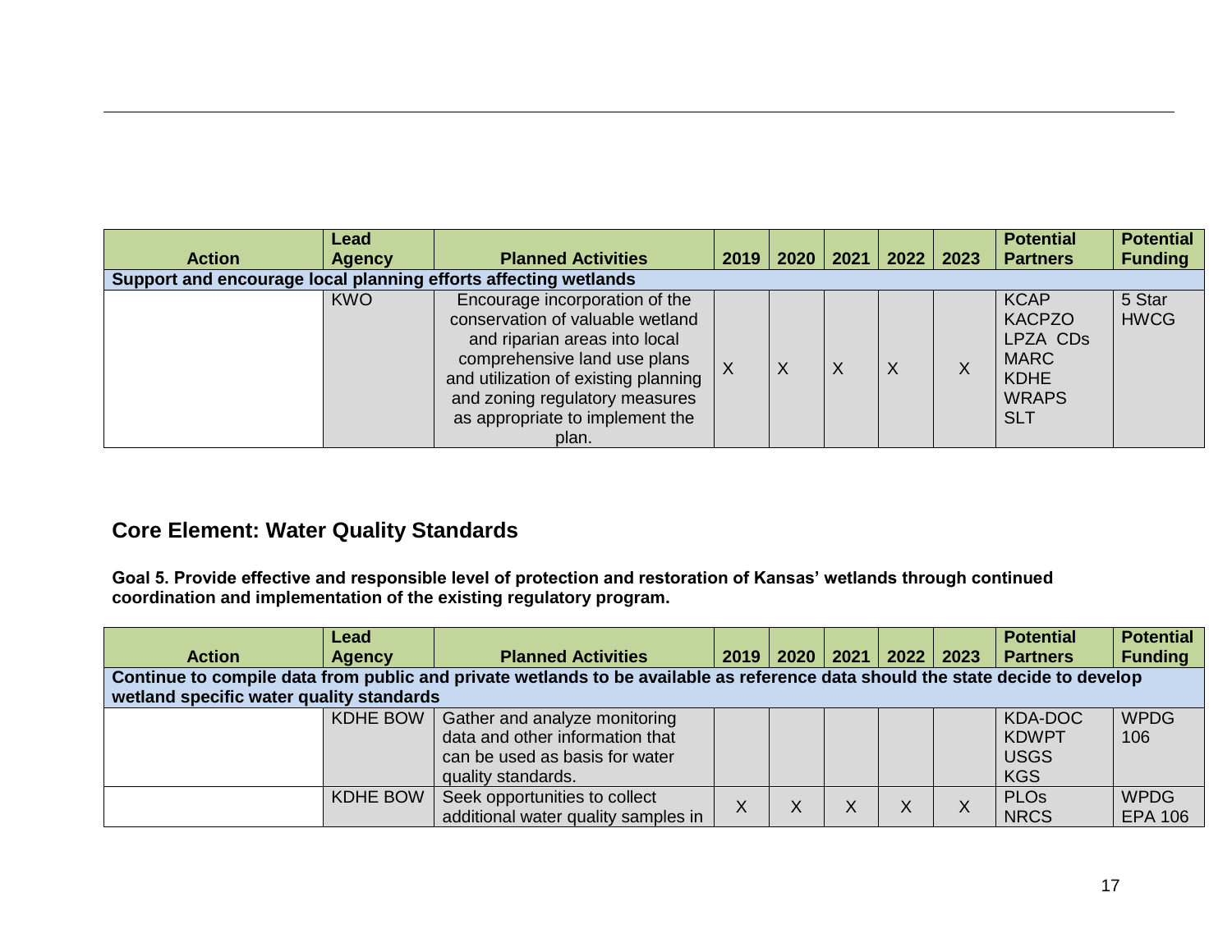| Action | Lead Agency | Planned Activities | 2019 | 2020 | 2021 | 2022 | 2023 | Potential Partners | Potential Funding |
|---|---|---|---|---|---|---|---|---|---|
| **Support and encourage local planning efforts affecting wetlands** | | | | | | | | | |
| | KWO | Encourage incorporation of the conservation of valuable wetland and riparian areas into local comprehensive land use plans and utilization of existing planning and zoning regulatory measures as appropriate to implement the plan. | X | X | X | X | X | KCAP KACPZO LPZA CDs MARC KDHE WRAPS SLT | 5 Star HWCG |

## Core Element: Water Quality Standards

**Goal 5. Provide effective and responsible level of protection and restoration of Kansas' wetlands through continued coordination and implementation of the existing regulatory program.**

| Action | Lead Agency | Planned Activities | 2019 | 2020 | 2021 | 2022 | 2023 | Potential Partners | Potential Funding |
|---|---|---|---|---|---|---|---|---|---|
| **Continue to compile data from public and private wetlands to be available as reference data should the state decide to develop wetland specific water quality standards** | | | | | | | | | |
| | KDHE BOW | Gather and analyze monitoring data and other information that can be used as basis for water quality standards. | | | | | | KDA-DOC KDWPT USGS KGS | WPDG 106 |
| | KDHE BOW | Seek opportunities to collect additional water quality samples in | X | X | X | X | X | PLOs NRCS | WPDG EPA 106 |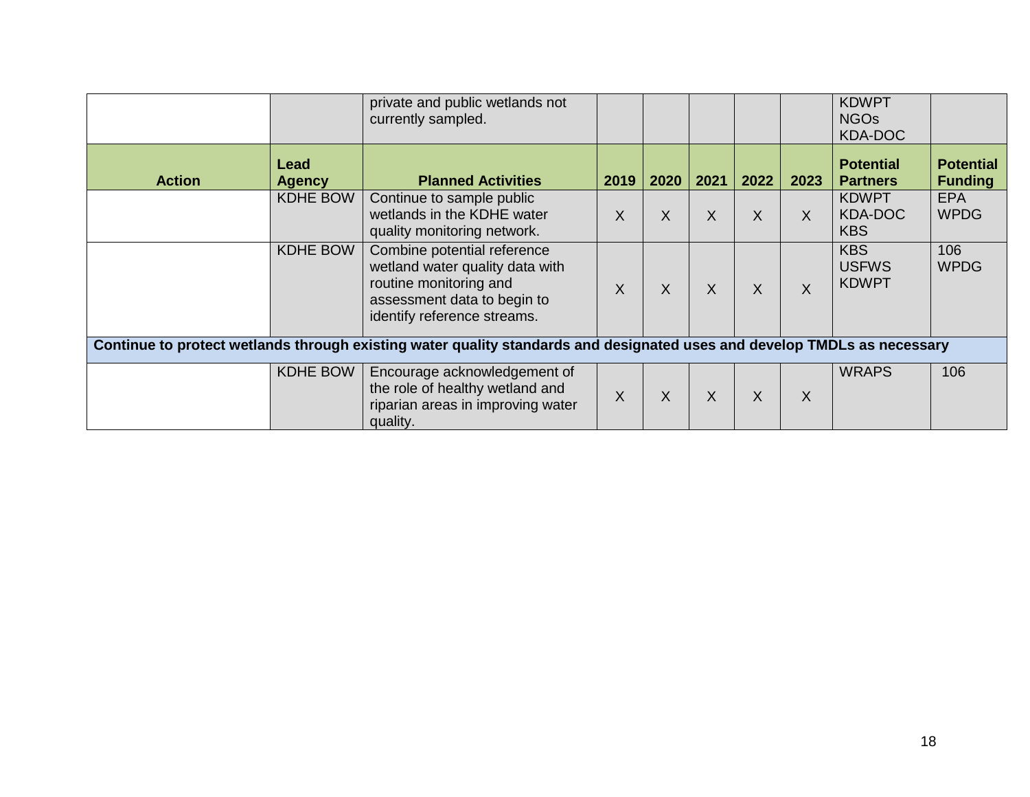| | | | | | | | | | |
|---|---|---|---|---|---|---|---|---|---|
| | | private and public wetlands not currently sampled. | | | | | | KDWPT NGOs KDA-DOC | |
| **Action** | **Lead Agency** | **Planned Activities** | **2019** | **2020** | **2021** | **2022** | **2023** | **Potential Partners** | **Potential Funding** |
| | KDHE BOW | Continue to sample public wetlands in the KDHE water quality monitoring network. | X | X | X | X | X | KDWPT KDA-DOC KBS | EPA WPDG |
| | KDHE BOW | Combine potential reference wetland water quality data with routine monitoring and assessment data to begin to identify reference streams. | X | X | X | X | X | KBS USFWS KDWPT | 106 WPDG |
| **Continue to protect wetlands through existing water quality standards and designated uses and develop TMDLs as necessary** | | | | | | | | | |
| | KDHE BOW | Encourage acknowledgement of the role of healthy wetland and riparian areas in improving water quality. | X | X | X | X | X | WRAPS | 106 |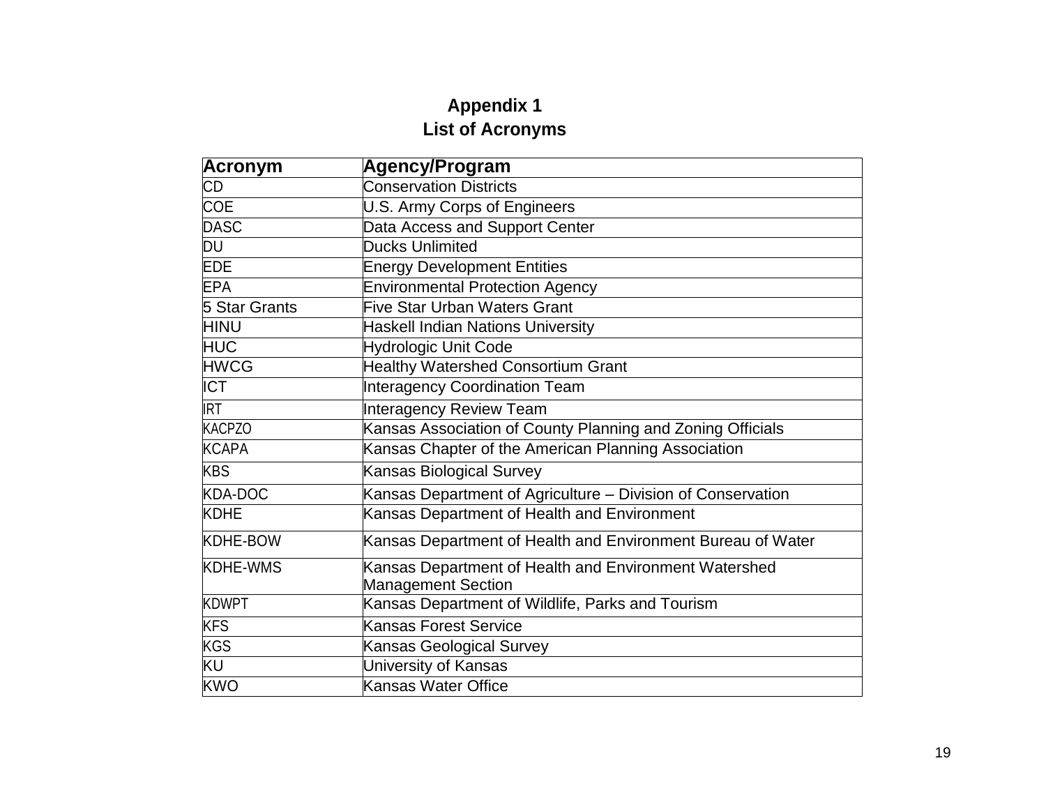# Appendix 1

## List of Acronyms

| Acronym | Agency/Program |
|---|---|
| CD | Conservation Districts |
| COE | U.S. Army Corps of Engineers |
| DASC | Data Access and Support Center |
| DU | Ducks Unlimited |
| EDE | Energy Development Entities |
| EPA | Environmental Protection Agency |
| 5 Star Grants | Five Star Urban Waters Grant |
| HINU | Haskell Indian Nations University |
| HUC | Hydrologic Unit Code |
| HWCG | Healthy Watershed Consortium Grant |
| ICT | Interagency Coordination Team |
| IRT | Interagency Review Team |
| KACPZO | Kansas Association of County Planning and Zoning Officials |
| KCAPA | Kansas Chapter of the American Planning Association |
| KBS | Kansas Biological Survey |
| KDA-DOC | Kansas Department of Agriculture – Division of Conservation |
| KDHE | Kansas Department of Health and Environment |
| KDHE-BOW | Kansas Department of Health and Environment Bureau of Water |
| KDHE-WMS | Kansas Department of Health and Environment Watershed Management Section |
| KDWPT | Kansas Department of Wildlife, Parks and Tourism |
| KFS | Kansas Forest Service |
| KGS | Kansas Geological Survey |
| KU | University of Kansas |
| KWO | Kansas Water Office |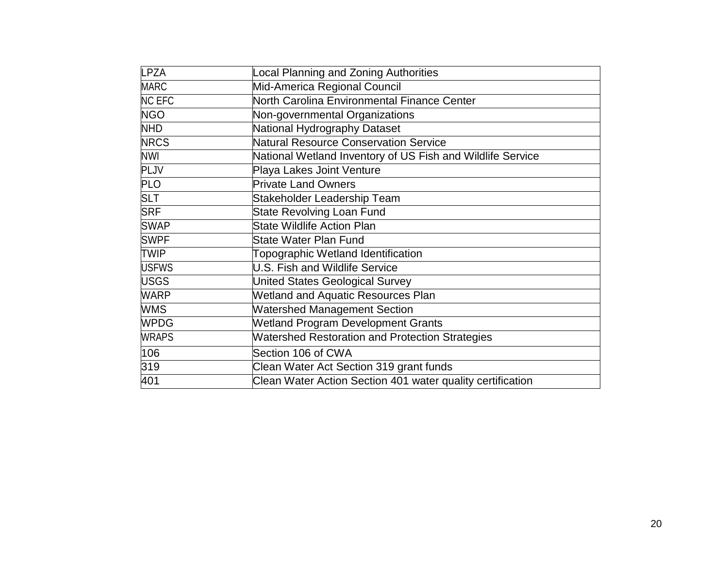| | |
|---|---|
| LPZA | Local Planning and Zoning Authorities |
| MARC | Mid-America Regional Council |
| NC EFC | North Carolina Environmental Finance Center |
| NGO | Non-governmental Organizations |
| NHD | National Hydrography Dataset |
| NRCS | Natural Resource Conservation Service |
| NWI | National Wetland Inventory of US Fish and Wildlife Service |
| PLJV | Playa Lakes Joint Venture |
| PLO | Private Land Owners |
| SLT | Stakeholder Leadership Team |
| SRF | State Revolving Loan Fund |
| SWAP | State Wildlife Action Plan |
| SWPF | State Water Plan Fund |
| TWIP | Topographic Wetland Identification |
| USFWS | U.S. Fish and Wildlife Service |
| USGS | United States Geological Survey |
| WARP | Wetland and Aquatic Resources Plan |
| WMS | Watershed Management Section |
| WPDG | Wetland Program Development Grants |
| WRAPS | Watershed Restoration and Protection Strategies |
| 106 | Section 106 of CWA |
| 319 | Clean Water Act Section 319 grant funds |
| 401 | Clean Water Action Section 401 water quality certification |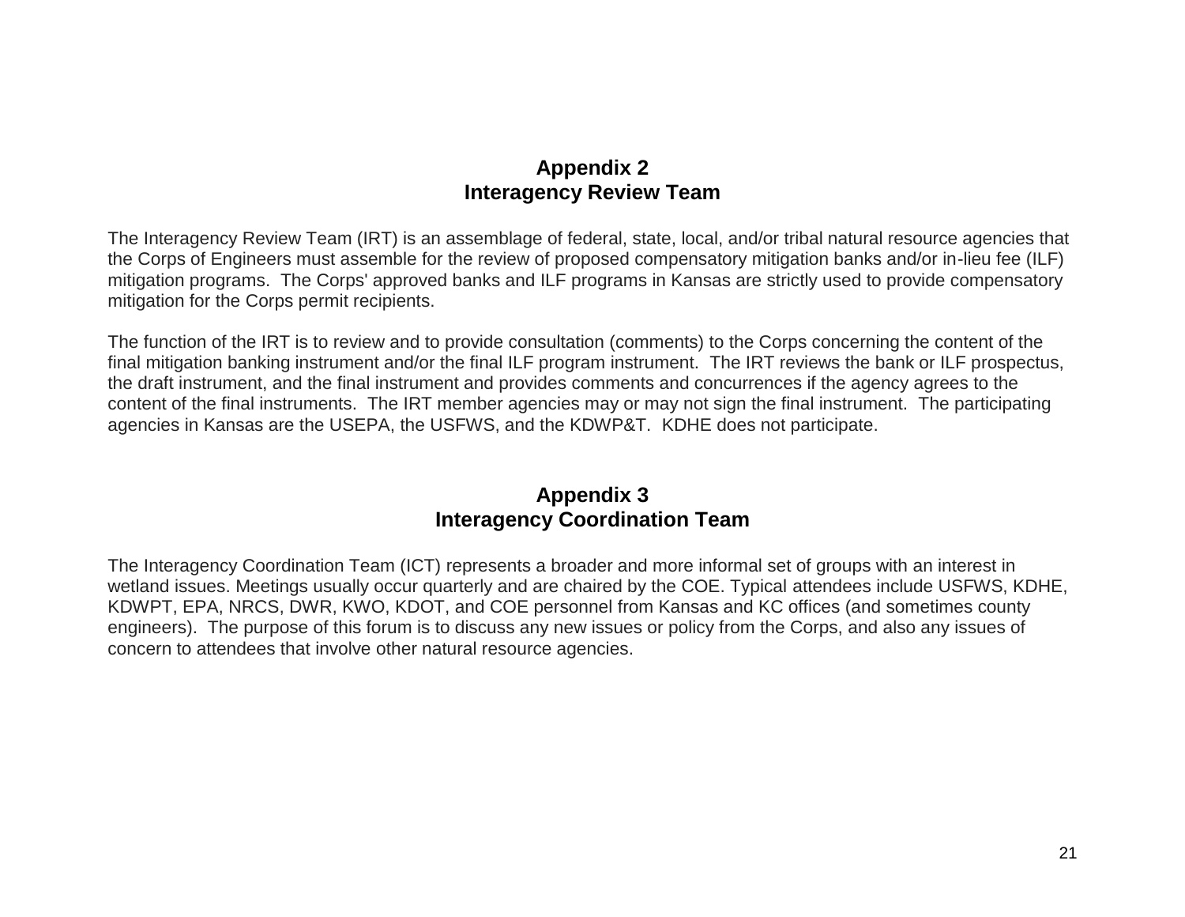## Appendix 2
## Interagency Review Team

The Interagency Review Team (IRT) is an assemblage of federal, state, local, and/or tribal natural resource agencies that the Corps of Engineers must assemble for the review of proposed compensatory mitigation banks and/or in-lieu fee (ILF) mitigation programs. The Corps' approved banks and ILF programs in Kansas are strictly used to provide compensatory mitigation for the Corps permit recipients.

The function of the IRT is to review and to provide consultation (comments) to the Corps concerning the content of the final mitigation banking instrument and/or the final ILF program instrument. The IRT reviews the bank or ILF prospectus, the draft instrument, and the final instrument and provides comments and concurrences if the agency agrees to the content of the final instruments. The IRT member agencies may or may not sign the final instrument. The participating agencies in Kansas are the USEPA, the USFWS, and the KDWP&T. KDHE does not participate.

## Appendix 3
## Interagency Coordination Team

The Interagency Coordination Team (ICT) represents a broader and more informal set of groups with an interest in wetland issues. Meetings usually occur quarterly and are chaired by the COE. Typical attendees include USFWS, KDHE, KDWPT, EPA, NRCS, DWR, KWO, KDOT, and COE personnel from Kansas and KC offices (and sometimes county engineers). The purpose of this forum is to discuss any new issues or policy from the Corps, and also any issues of concern to attendees that involve other natural resource agencies.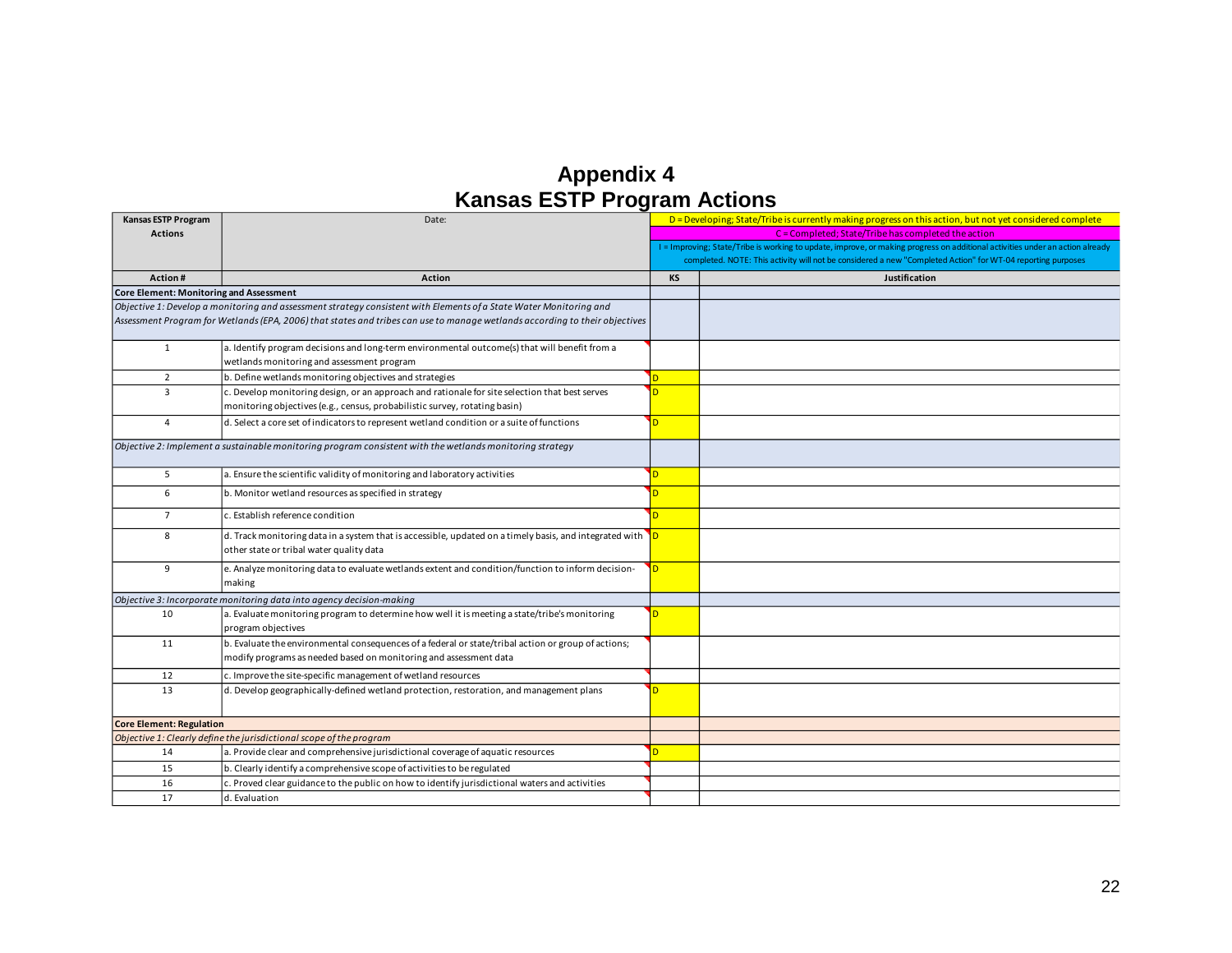# Appendix 4
# Kansas ESTP Program Actions

| Kansas ESTP Program Actions | Date: | D = Developing; State/Tribe is currently making progress on this action, but not yet considered complete<br>C = Completed; State/Tribe has completed the action<br>I = Improving; State/Tribe is working to update, improve, or making progress on additional activities under an action already completed. NOTE: This activity will not be considered a new "Completed Action" for WT-04 reporting purposes | |
|---|---|---|---|
| **Action #** | **Action** | **KS** | **Justification** |
| **Core Element: Monitoring and Assessment** | | | |
| *Objective 1: Develop a monitoring and assessment strategy consistent with Elements of a State Water Monitoring and Assessment Program for Wetlands (EPA, 2006) that states and tribes can use to manage wetlands according to their objectives* | | | |
| 1 | a. Identify program decisions and long-term environmental outcome(s) that will benefit from a wetlands monitoring and assessment program | | |
| 2 | b. Define wetlands monitoring objectives and strategies | D | |
| 3 | c. Develop monitoring design, or an approach and rationale for site selection that best serves monitoring objectives (e.g., census, probabilistic survey, rotating basin) | D | |
| 4 | d. Select a core set of indicators to represent wetland condition or a suite of functions | D | |
| *Objective 2: Implement a sustainable monitoring program consistent with the wetlands monitoring strategy* | | | |
| 5 | a. Ensure the scientific validity of monitoring and laboratory activities | D | |
| 6 | b. Monitor wetland resources as specified in strategy | D | |
| 7 | c. Establish reference condition | D | |
| 8 | d. Track monitoring data in a system that is accessible, updated on a timely basis, and integrated with other state or tribal water quality data | D | |
| 9 | e. Analyze monitoring data to evaluate wetlands extent and condition/function to inform decision-making | D | |
| *Objective 3: Incorporate monitoring data into agency decision-making* | | | |
| 10 | a. Evaluate monitoring program to determine how well it is meeting a state/tribe's monitoring program objectives | D | |
| 11 | b. Evaluate the environmental consequences of a federal or state/tribal action or group of actions; modify programs as needed based on monitoring and assessment data | | |
| 12 | c. Improve the site-specific management of wetland resources | | |
| 13 | d. Develop geographically-defined wetland protection, restoration, and management plans | D | |
| **Core Element: Regulation** | | | |
| *Objective 1: Clearly define the jurisdictional scope of the program* | | | |
| 14 | a. Provide clear and comprehensive jurisdictional coverage of aquatic resources | D | |
| 15 | b. Clearly identify a comprehensive scope of activities to be regulated | | |
| 16 | c. Proved clear guidance to the public on how to identify jurisdictional waters and activities | | |
| 17 | d. Evaluation | | |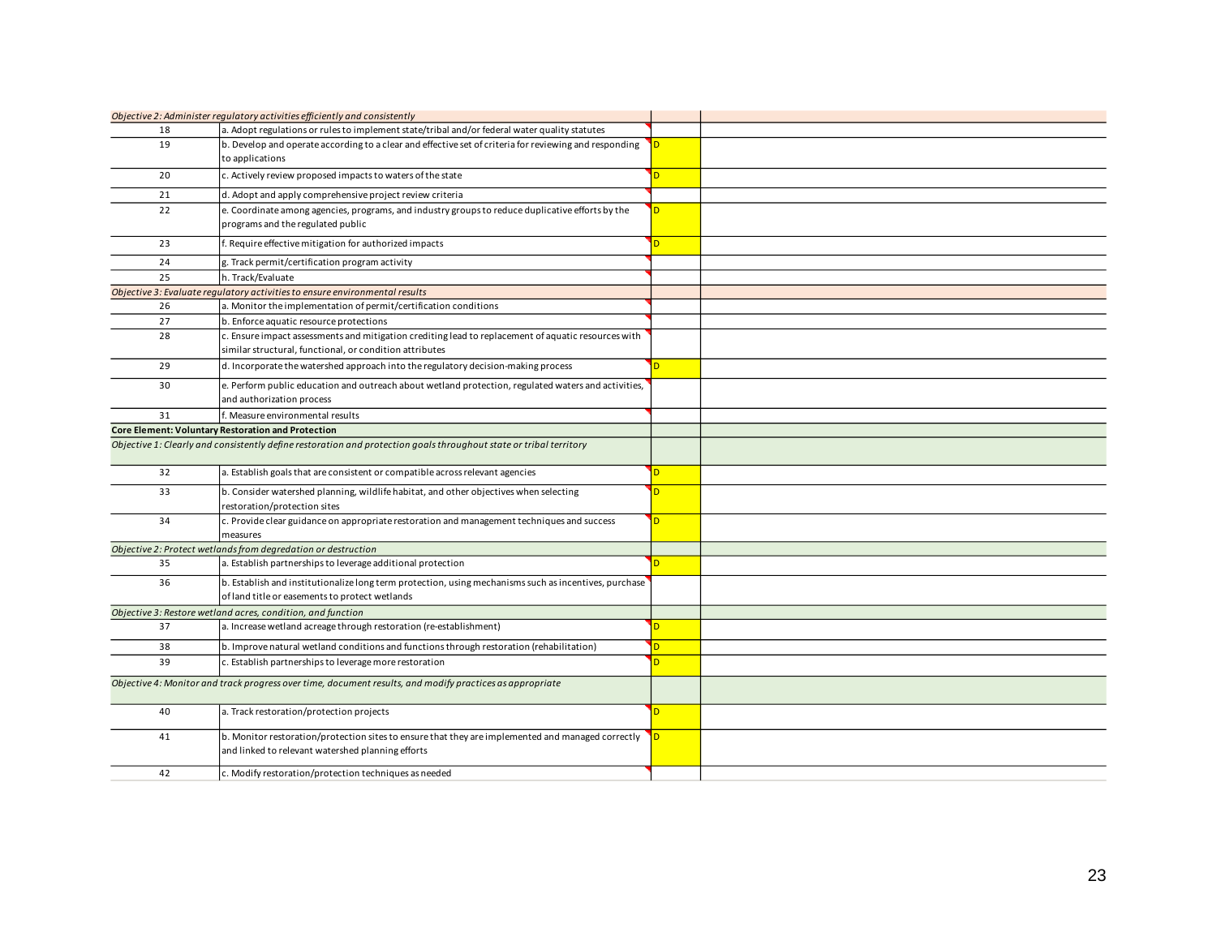| | | | |
|---|---|---|---|
| *Objective 2: Administer regulatory activities efficiently and consistently* | | | |
| 18 | a. Adopt regulations or rules to implement state/tribal and/or federal water quality statutes | | |
| 19 | b. Develop and operate according to a clear and effective set of criteria for reviewing and responding to applications | D | |
| 20 | c. Actively review proposed impacts to waters of the state | D | |
| 21 | d. Adopt and apply comprehensive project review criteria | | |
| 22 | e. Coordinate among agencies, programs, and industry groups to reduce duplicative efforts by the programs and the regulated public | D | |
| 23 | f. Require effective mitigation for authorized impacts | D | |
| 24 | g. Track permit/certification program activity | | |
| 25 | h. Track/Evaluate | | |
| *Objective 3: Evaluate regulatory activities to ensure environmental results* | | | |
| 26 | a. Monitor the implementation of permit/certification conditions | | |
| 27 | b. Enforce aquatic resource protections | | |
| 28 | c. Ensure impact assessments and mitigation crediting lead to replacement of aquatic resources with similar structural, functional, or condition attributes | | |
| 29 | d. Incorporate the watershed approach into the regulatory decision-making process | D | |
| 30 | e. Perform public education and outreach about wetland protection, regulated waters and activities, and authorization process | | |
| 31 | f. Measure environmental results | | |
| **Core Element: Voluntary Restoration and Protection** | | | |
| *Objective 1: Clearly and consistently define restoration and protection goals throughout state or tribal territory* | | | |
| 32 | a. Establish goals that are consistent or compatible across relevant agencies | D | |
| 33 | b. Consider watershed planning, wildlife habitat, and other objectives when selecting restoration/protection sites | D | |
| 34 | c. Provide clear guidance on appropriate restoration and management techniques and success measures | D | |
| *Objective 2: Protect wetlands from degradation or destruction* | | | |
| 35 | a. Establish partnerships to leverage additional protection | D | |
| 36 | b. Establish and institutionalize long term protection, using mechanisms such as incentives, purchase of land title or easements to protect wetlands | | |
| *Objective 3: Restore wetland acres, condition, and function* | | | |
| 37 | a. Increase wetland acreage through restoration (re-establishment) | D | |
| 38 | b. Improve natural wetland conditions and functions through restoration (rehabilitation) | D | |
| 39 | c. Establish partnerships to leverage more restoration | D | |
| *Objective 4: Monitor and track progress over time, document results, and modify practices as appropriate* | | | |
| 40 | a. Track restoration/protection projects | D | |
| 41 | b. Monitor restoration/protection sites to ensure that they are implemented and managed correctly and linked to relevant watershed planning efforts | D | |
| 42 | c. Modify restoration/protection techniques as needed | | |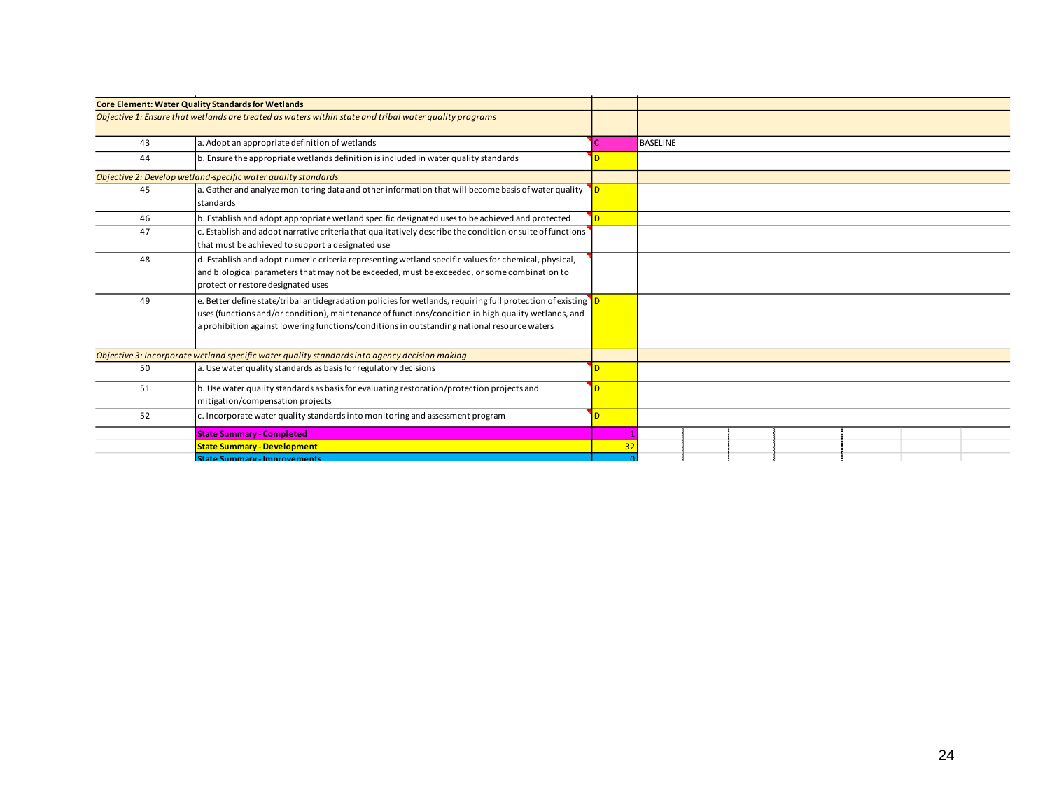| | | | |
|---|---|---|---|
| **Core Element: Water Quality Standards for Wetlands** | | | |
| *Objective 1: Ensure that wetlands are treated as waters within state and tribal water quality programs* | | | |
| 43 | a. Adopt an appropriate definition of wetlands | C | BASELINE |
| 44 | b. Ensure the appropriate wetlands definition is included in water quality standards | D | |
| *Objective 2: Develop wetland-specific water quality standards* | | | |
| 45 | a. Gather and analyze monitoring data and other information that will become basis of water quality standards | D | |
| 46 | b. Establish and adopt appropriate wetland specific designated uses to be achieved and protected | D | |
| 47 | c. Establish and adopt narrative criteria that qualitatively describe the condition or suite of functions that must be achieved to support a designated use | | |
| 48 | d. Establish and adopt numeric criteria representing wetland specific values for chemical, physical, and biological parameters that may not be exceeded, must be exceeded, or some combination to protect or restore designated uses | | |
| 49 | e. Better define state/tribal antidegradation policies for wetlands, requiring full protection of existing uses (functions and/or condition), maintenance of functions/condition in high quality wetlands, and a prohibition against lowering functions/conditions in outstanding national resource waters | D | |
| *Objective 3: Incorporate wetland specific water quality standards into agency decision making* | | | |
| 50 | a. Use water quality standards as basis for regulatory decisions | D | |
| 51 | b. Use water quality standards as basis for evaluating restoration/protection projects and mitigation/compensation projects | D | |
| 52 | c. Incorporate water quality standards into monitoring and assessment program | D | |
| | **State Summary - Completed** | 1 | |
| | **State Summary - Development** | 32 | |
| | **State Summary - Improvements** | 0 | |